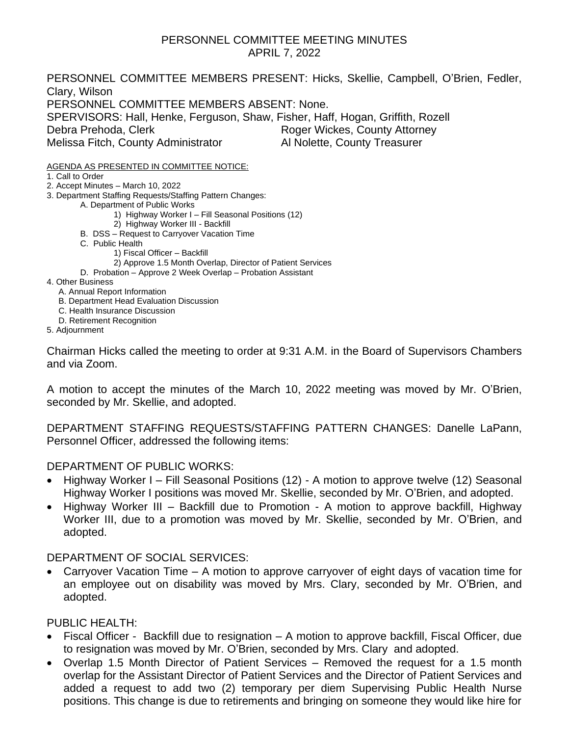# PERSONNEL COMMITTEE MEETING MINUTES
## APRIL 7, 2022

PERSONNEL COMMITTEE MEMBERS PRESENT: Hicks, Skellie, Campbell, O'Brien, Fedler, Clary, Wilson
PERSONNEL COMMITTEE MEMBERS ABSENT: None.
SPERVISORS: Hall, Henke, Ferguson, Shaw, Fisher, Haff, Hogan, Griffith, Rozell
Debra Prehoda, Clerk — Roger Wickes, County Attorney
Melissa Fitch, County Administrator — Al Nolette, County Treasurer

AGENDA AS PRESENTED IN COMMITTEE NOTICE:

1. Call to Order
2. Accept Minutes – March 10, 2022
3. Department Staffing Requests/Staffing Pattern Changes:
   - A. Department of Public Works
     - 1) Highway Worker I – Fill Seasonal Positions (12)
     - 2) Highway Worker III - Backfill
   - B. DSS – Request to Carryover Vacation Time
   - C. Public Health
     - 1) Fiscal Officer – Backfill
     - 2) Approve 1.5 Month Overlap, Director of Patient Services
   - D. Probation – Approve 2 Week Overlap – Probation Assistant
4. Other Business
   - A. Annual Report Information
   - B. Department Head Evaluation Discussion
   - C. Health Insurance Discussion
   - D. Retirement Recognition
5. Adjournment

Chairman Hicks called the meeting to order at 9:31 A.M. in the Board of Supervisors Chambers and via Zoom.

A motion to accept the minutes of the March 10, 2022 meeting was moved by Mr. O'Brien, seconded by Mr. Skellie, and adopted.

DEPARTMENT STAFFING REQUESTS/STAFFING PATTERN CHANGES: Danelle LaPann, Personnel Officer, addressed the following items:

DEPARTMENT OF PUBLIC WORKS:

- Highway Worker I – Fill Seasonal Positions (12) - A motion to approve twelve (12) Seasonal Highway Worker I positions was moved Mr. Skellie, seconded by Mr. O'Brien, and adopted.
- Highway Worker III – Backfill due to Promotion - A motion to approve backfill, Highway Worker III, due to a promotion was moved by Mr. Skellie, seconded by Mr. O'Brien, and adopted.

DEPARTMENT OF SOCIAL SERVICES:

- Carryover Vacation Time – A motion to approve carryover of eight days of vacation time for an employee out on disability was moved by Mrs. Clary, seconded by Mr. O'Brien, and adopted.

PUBLIC HEALTH:

- Fiscal Officer - Backfill due to resignation – A motion to approve backfill, Fiscal Officer, due to resignation was moved by Mr. O'Brien, seconded by Mrs. Clary and adopted.
- Overlap 1.5 Month Director of Patient Services – Removed the request for a 1.5 month overlap for the Assistant Director of Patient Services and the Director of Patient Services and added a request to add two (2) temporary per diem Supervising Public Health Nurse positions. This change is due to retirements and bringing on someone they would like hire for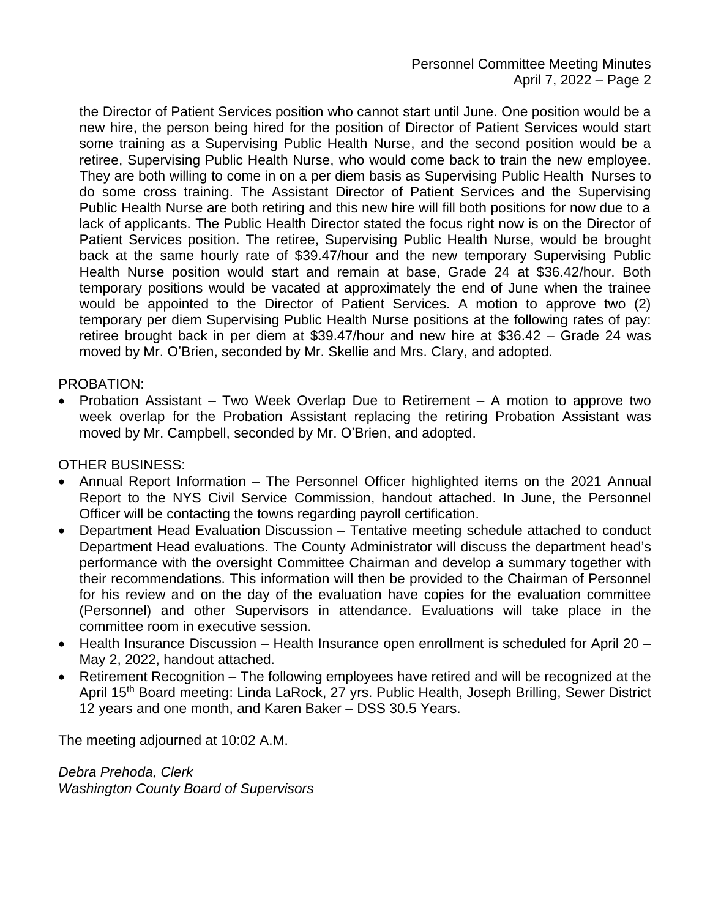the Director of Patient Services position who cannot start until June. One position would be a new hire, the person being hired for the position of Director of Patient Services would start some training as a Supervising Public Health Nurse, and the second position would be a retiree, Supervising Public Health Nurse, who would come back to train the new employee. They are both willing to come in on a per diem basis as Supervising Public Health Nurses to do some cross training. The Assistant Director of Patient Services and the Supervising Public Health Nurse are both retiring and this new hire will fill both positions for now due to a lack of applicants. The Public Health Director stated the focus right now is on the Director of Patient Services position. The retiree, Supervising Public Health Nurse, would be brought back at the same hourly rate of $39.47/hour and the new temporary Supervising Public Health Nurse position would start and remain at base, Grade 24 at $36.42/hour. Both temporary positions would be vacated at approximately the end of June when the trainee would be appointed to the Director of Patient Services. A motion to approve two (2) temporary per diem Supervising Public Health Nurse positions at the following rates of pay: retiree brought back in per diem at $39.47/hour and new hire at $36.42 – Grade 24 was moved by Mr. O'Brien, seconded by Mr. Skellie and Mrs. Clary, and adopted.

PROBATION:

- Probation Assistant – Two Week Overlap Due to Retirement – A motion to approve two week overlap for the Probation Assistant replacing the retiring Probation Assistant was moved by Mr. Campbell, seconded by Mr. O'Brien, and adopted.

OTHER BUSINESS:

- Annual Report Information – The Personnel Officer highlighted items on the 2021 Annual Report to the NYS Civil Service Commission, handout attached. In June, the Personnel Officer will be contacting the towns regarding payroll certification.
- Department Head Evaluation Discussion – Tentative meeting schedule attached to conduct Department Head evaluations. The County Administrator will discuss the department head's performance with the oversight Committee Chairman and develop a summary together with their recommendations. This information will then be provided to the Chairman of Personnel for his review and on the day of the evaluation have copies for the evaluation committee (Personnel) and other Supervisors in attendance. Evaluations will take place in the committee room in executive session.
- Health Insurance Discussion – Health Insurance open enrollment is scheduled for April 20 – May 2, 2022, handout attached.
- Retirement Recognition – The following employees have retired and will be recognized at the April 15th Board meeting: Linda LaRock, 27 yrs. Public Health, Joseph Brilling, Sewer District 12 years and one month, and Karen Baker – DSS 30.5 Years.

The meeting adjourned at 10:02 A.M.

*Debra Prehoda, Clerk*
*Washington County Board of Supervisors*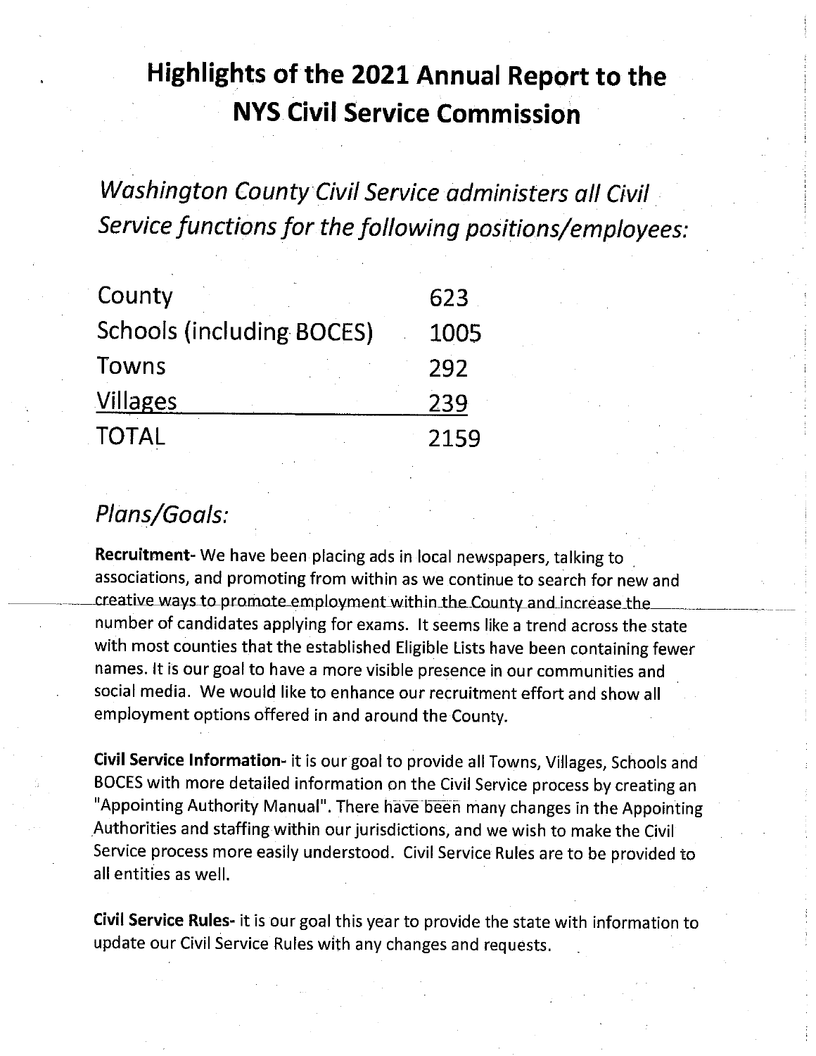# Highlights of the 2021 Annual Report to the NYS Civil Service Commission

## *Washington County Civil Service administers all Civil Service functions for the following positions/employees:*

| | |
|---|---|
| County | 623 |
| Schools (including BOCES) | 1005 |
| Towns | 292 |
| Villages | 239 |
| TOTAL | 2159 |

## *Plans/Goals:*

**Recruitment**- We have been placing ads in local newspapers, talking to associations, and promoting from within as we continue to search for new and creative ways to promote employment within the County and increase the number of candidates applying for exams. It seems like a trend across the state with most counties that the established Eligible Lists have been containing fewer names. It is our goal to have a more visible presence in our communities and social media. We would like to enhance our recruitment effort and show all employment options offered in and around the County.

**Civil Service Information**- it is our goal to provide all Towns, Villages, Schools and BOCES with more detailed information on the Civil Service process by creating an "Appointing Authority Manual". There have been many changes in the Appointing Authorities and staffing within our jurisdictions, and we wish to make the Civil Service process more easily understood. Civil Service Rules are to be provided to all entities as well.

**Civil Service Rules**- it is our goal this year to provide the state with information to update our Civil Service Rules with any changes and requests.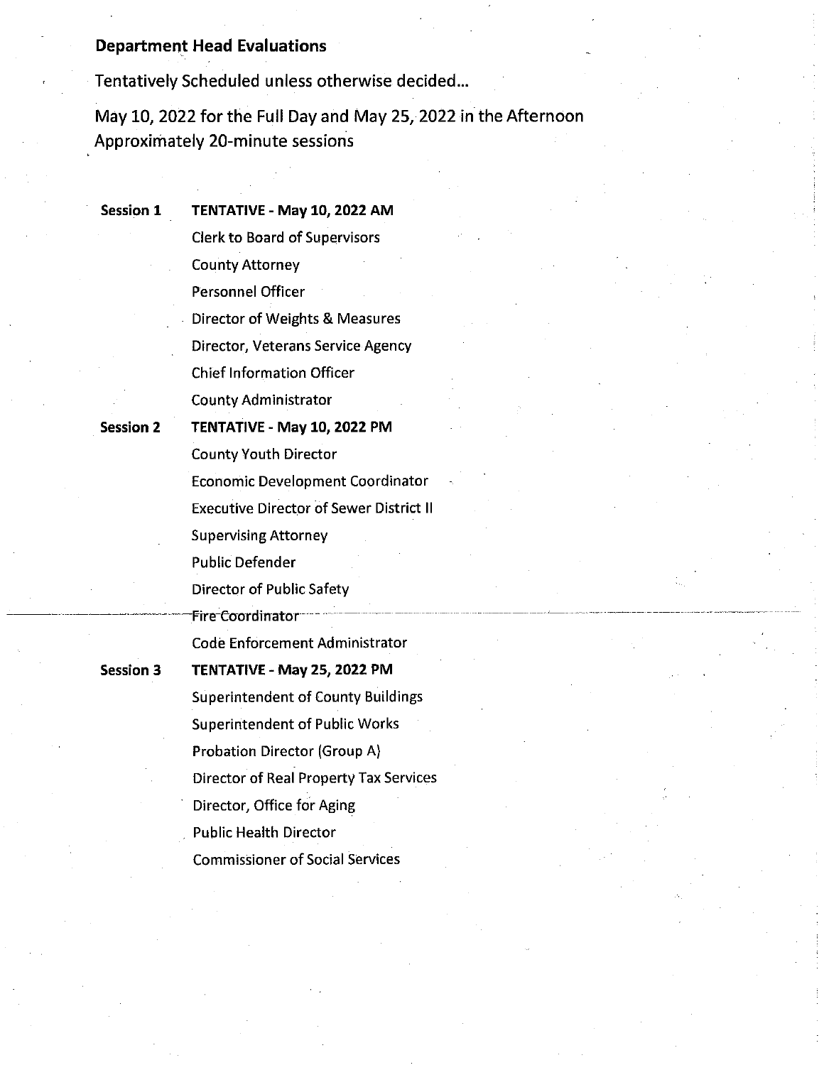**Department Head Evaluations**

Tentatively Scheduled unless otherwise decided...

May 10, 2022 for the Full Day and May 25, 2022 in the Afternoon
Approximately 20-minute sessions

**Session 1** **TENTATIVE - May 10, 2022 AM**

Clerk to Board of Supervisors
County Attorney
Personnel Officer
Director of Weights & Measures
Director, Veterans Service Agency
Chief Information Officer
County Administrator

**Session 2** **TENTATIVE - May 10, 2022 PM**

County Youth Director
Economic Development Coordinator
Executive Director of Sewer District II
Supervising Attorney
Public Defender
Director of Public Safety
Fire Coordinator

---

Code Enforcement Administrator

**Session 3** **TENTATIVE - May 25, 2022 PM**

Superintendent of County Buildings
Superintendent of Public Works
Probation Director (Group A)
Director of Real Property Tax Services
Director, Office for Aging
Public Health Director
Commissioner of Social Services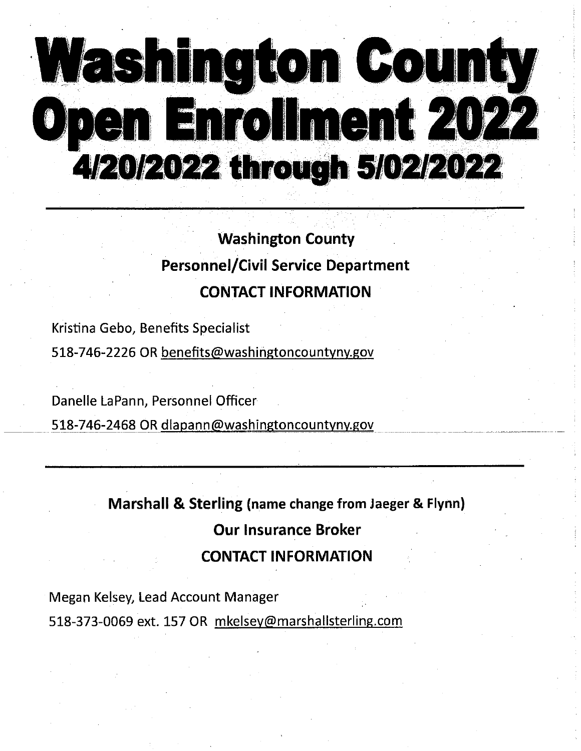# Washington County Open Enrollment 2022

## 4/20/2022 through 5/02/2022

---

**Washington County**

**Personnel/Civil Service Department**

**CONTACT INFORMATION**

Kristina Gebo, Benefits Specialist

518-746-2226 OR benefits@washingtoncountyny.gov

Danelle LaPann, Personnel Officer

518-746-2468 OR dlapann@washingtoncountyny.gov

---

**Marshall & Sterling (name change from Jaeger & Flynn)**

**Our Insurance Broker**

**CONTACT INFORMATION**

Megan Kelsey, Lead Account Manager

518-373-0069 ext. 157 OR mkelsey@marshallsterling.com